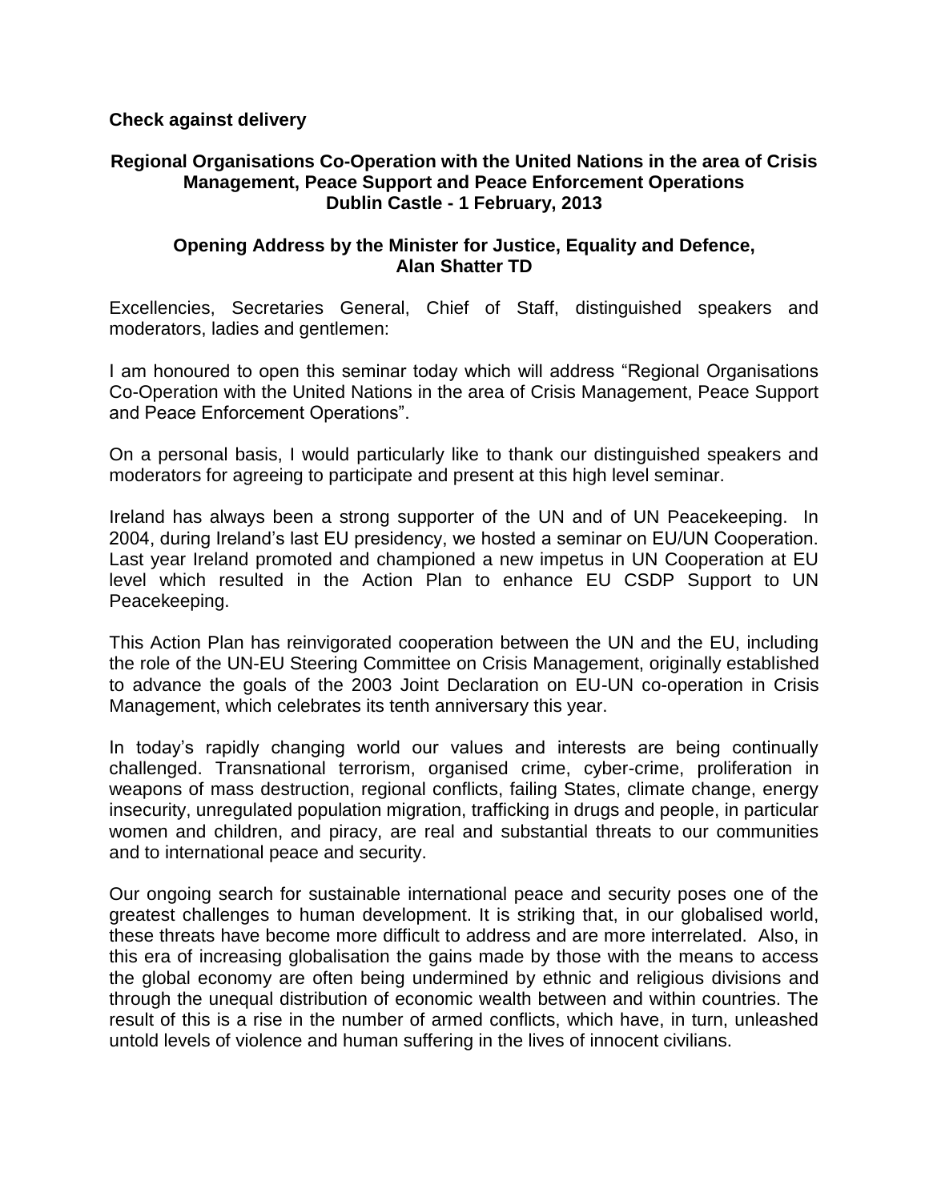**Check against delivery**

## Regional Organisations Co-Operation with the United Nations in the area of Crisis Management, Peace Support and Peace Enforcement Operations
## Dublin Castle - 1 February, 2013

### Opening Address by the Minister for Justice, Equality and Defence, Alan Shatter TD

Excellencies, Secretaries General, Chief of Staff, distinguished speakers and moderators, ladies and gentlemen:

I am honoured to open this seminar today which will address "Regional Organisations Co-Operation with the United Nations in the area of Crisis Management, Peace Support and Peace Enforcement Operations".

On a personal basis, I would particularly like to thank our distinguished speakers and moderators for agreeing to participate and present at this high level seminar.

Ireland has always been a strong supporter of the UN and of UN Peacekeeping. In 2004, during Ireland's last EU presidency, we hosted a seminar on EU/UN Cooperation. Last year Ireland promoted and championed a new impetus in UN Cooperation at EU level which resulted in the Action Plan to enhance EU CSDP Support to UN Peacekeeping.

This Action Plan has reinvigorated cooperation between the UN and the EU, including the role of the UN-EU Steering Committee on Crisis Management, originally established to advance the goals of the 2003 Joint Declaration on EU-UN co-operation in Crisis Management, which celebrates its tenth anniversary this year.

In today's rapidly changing world our values and interests are being continually challenged. Transnational terrorism, organised crime, cyber-crime, proliferation in weapons of mass destruction, regional conflicts, failing States, climate change, energy insecurity, unregulated population migration, trafficking in drugs and people, in particular women and children, and piracy, are real and substantial threats to our communities and to international peace and security.

Our ongoing search for sustainable international peace and security poses one of the greatest challenges to human development. It is striking that, in our globalised world, these threats have become more difficult to address and are more interrelated. Also, in this era of increasing globalisation the gains made by those with the means to access the global economy are often being undermined by ethnic and religious divisions and through the unequal distribution of economic wealth between and within countries. The result of this is a rise in the number of armed conflicts, which have, in turn, unleashed untold levels of violence and human suffering in the lives of innocent civilians.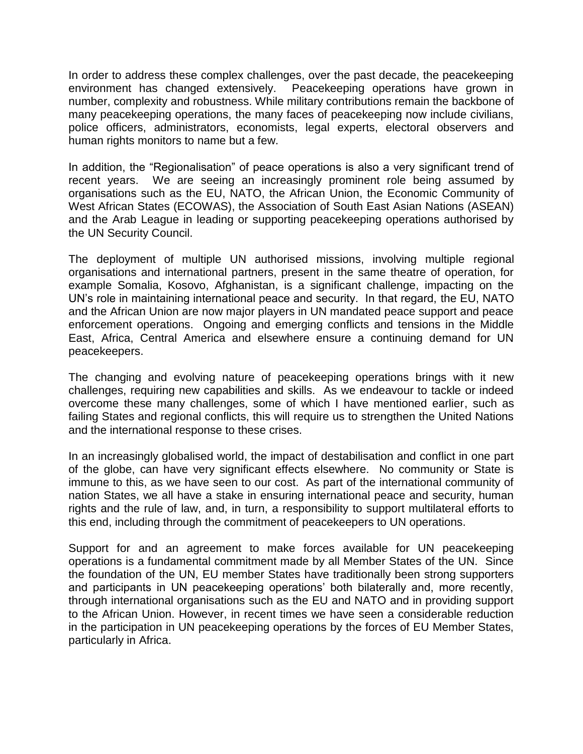In order to address these complex challenges, over the past decade, the peacekeeping environment has changed extensively. Peacekeeping operations have grown in number, complexity and robustness. While military contributions remain the backbone of many peacekeeping operations, the many faces of peacekeeping now include civilians, police officers, administrators, economists, legal experts, electoral observers and human rights monitors to name but a few.

In addition, the "Regionalisation" of peace operations is also a very significant trend of recent years. We are seeing an increasingly prominent role being assumed by organisations such as the EU, NATO, the African Union, the Economic Community of West African States (ECOWAS), the Association of South East Asian Nations (ASEAN) and the Arab League in leading or supporting peacekeeping operations authorised by the UN Security Council.

The deployment of multiple UN authorised missions, involving multiple regional organisations and international partners, present in the same theatre of operation, for example Somalia, Kosovo, Afghanistan, is a significant challenge, impacting on the UN's role in maintaining international peace and security. In that regard, the EU, NATO and the African Union are now major players in UN mandated peace support and peace enforcement operations. Ongoing and emerging conflicts and tensions in the Middle East, Africa, Central America and elsewhere ensure a continuing demand for UN peacekeepers.

The changing and evolving nature of peacekeeping operations brings with it new challenges, requiring new capabilities and skills. As we endeavour to tackle or indeed overcome these many challenges, some of which I have mentioned earlier, such as failing States and regional conflicts, this will require us to strengthen the United Nations and the international response to these crises.

In an increasingly globalised world, the impact of destabilisation and conflict in one part of the globe, can have very significant effects elsewhere. No community or State is immune to this, as we have seen to our cost. As part of the international community of nation States, we all have a stake in ensuring international peace and security, human rights and the rule of law, and, in turn, a responsibility to support multilateral efforts to this end, including through the commitment of peacekeepers to UN operations.

Support for and an agreement to make forces available for UN peacekeeping operations is a fundamental commitment made by all Member States of the UN. Since the foundation of the UN, EU member States have traditionally been strong supporters and participants in UN peacekeeping operations' both bilaterally and, more recently, through international organisations such as the EU and NATO and in providing support to the African Union. However, in recent times we have seen a considerable reduction in the participation in UN peacekeeping operations by the forces of EU Member States, particularly in Africa.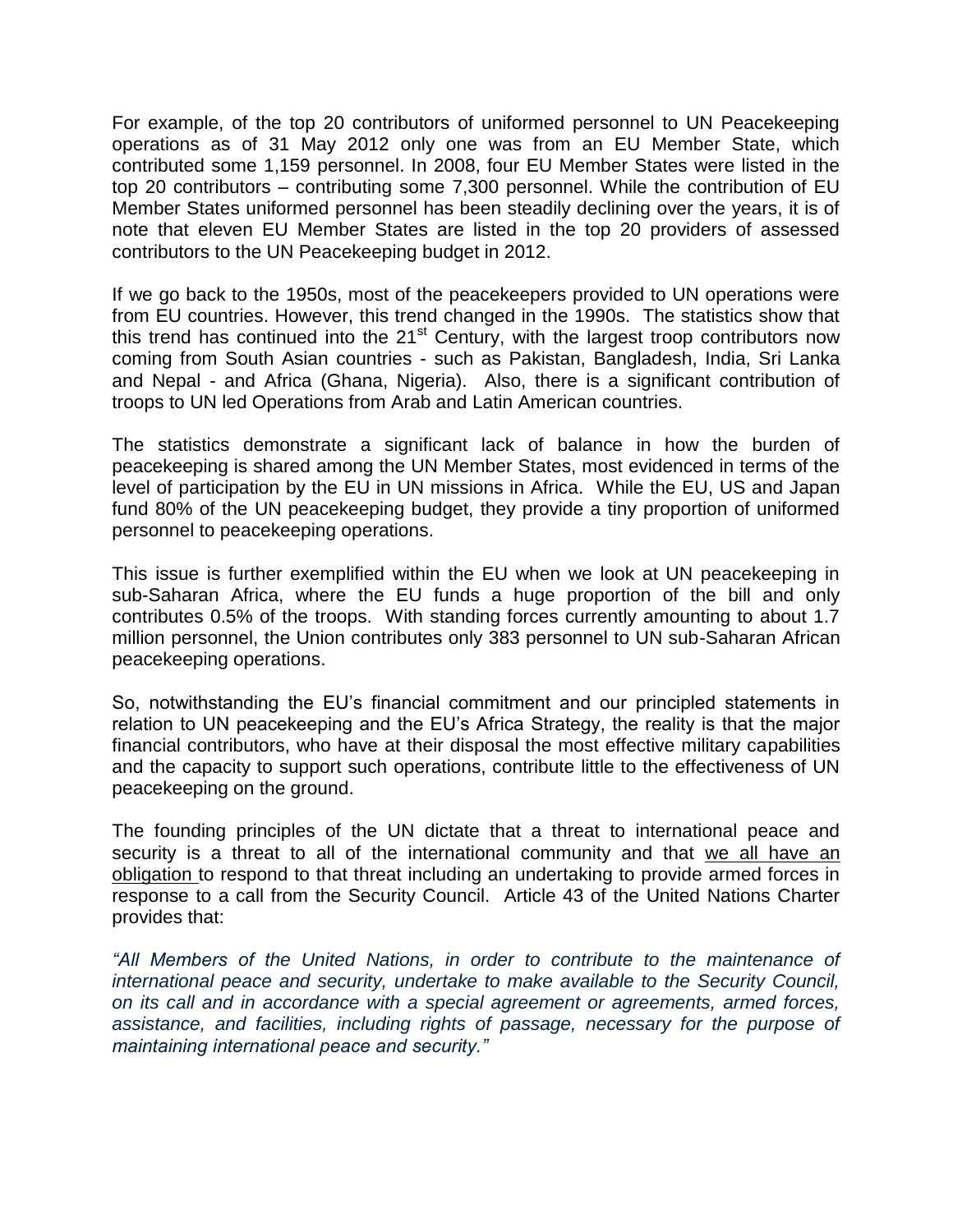For example, of the top 20 contributors of uniformed personnel to UN Peacekeeping operations as of 31 May 2012 only one was from an EU Member State, which contributed some 1,159 personnel. In 2008, four EU Member States were listed in the top 20 contributors – contributing some 7,300 personnel. While the contribution of EU Member States uniformed personnel has been steadily declining over the years, it is of note that eleven EU Member States are listed in the top 20 providers of assessed contributors to the UN Peacekeeping budget in 2012.

If we go back to the 1950s, most of the peacekeepers provided to UN operations were from EU countries. However, this trend changed in the 1990s. The statistics show that this trend has continued into the 21st Century, with the largest troop contributors now coming from South Asian countries - such as Pakistan, Bangladesh, India, Sri Lanka and Nepal - and Africa (Ghana, Nigeria). Also, there is a significant contribution of troops to UN led Operations from Arab and Latin American countries.

The statistics demonstrate a significant lack of balance in how the burden of peacekeeping is shared among the UN Member States, most evidenced in terms of the level of participation by the EU in UN missions in Africa. While the EU, US and Japan fund 80% of the UN peacekeeping budget, they provide a tiny proportion of uniformed personnel to peacekeeping operations.

This issue is further exemplified within the EU when we look at UN peacekeeping in sub-Saharan Africa, where the EU funds a huge proportion of the bill and only contributes 0.5% of the troops. With standing forces currently amounting to about 1.7 million personnel, the Union contributes only 383 personnel to UN sub-Saharan African peacekeeping operations.

So, notwithstanding the EU's financial commitment and our principled statements in relation to UN peacekeeping and the EU's Africa Strategy, the reality is that the major financial contributors, who have at their disposal the most effective military capabilities and the capacity to support such operations, contribute little to the effectiveness of UN peacekeeping on the ground.

The founding principles of the UN dictate that a threat to international peace and security is a threat to all of the international community and that we all have an obligation to respond to that threat including an undertaking to provide armed forces in response to a call from the Security Council. Article 43 of the United Nations Charter provides that:

*"All Members of the United Nations, in order to contribute to the maintenance of international peace and security, undertake to make available to the Security Council, on its call and in accordance with a special agreement or agreements, armed forces, assistance, and facilities, including rights of passage, necessary for the purpose of maintaining international peace and security."*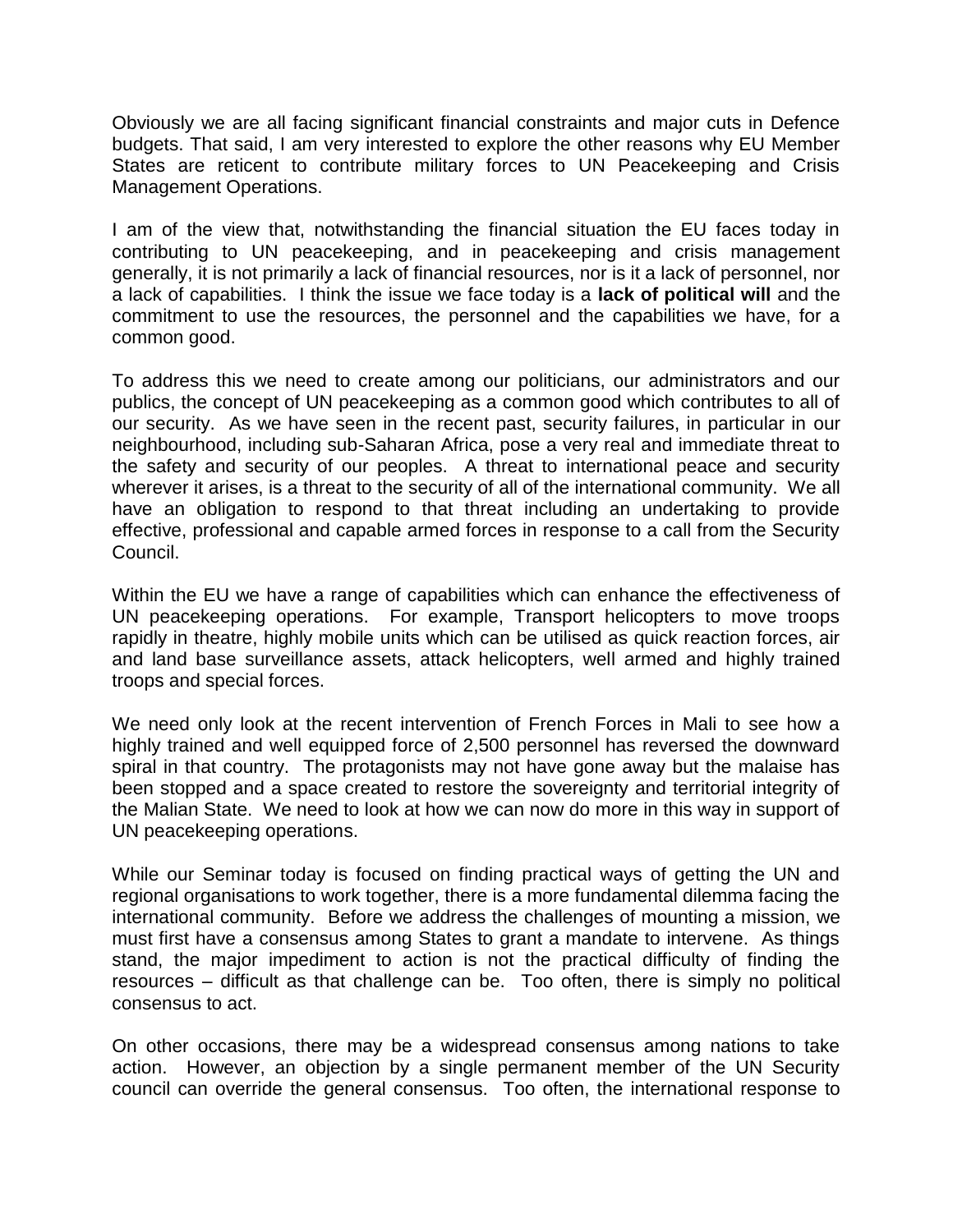Obviously we are all facing significant financial constraints and major cuts in Defence budgets. That said, I am very interested to explore the other reasons why EU Member States are reticent to contribute military forces to UN Peacekeeping and Crisis Management Operations.

I am of the view that, notwithstanding the financial situation the EU faces today in contributing to UN peacekeeping, and in peacekeeping and crisis management generally, it is not primarily a lack of financial resources, nor is it a lack of personnel, nor a lack of capabilities. I think the issue we face today is a **lack of political will** and the commitment to use the resources, the personnel and the capabilities we have, for a common good.

To address this we need to create among our politicians, our administrators and our publics, the concept of UN peacekeeping as a common good which contributes to all of our security. As we have seen in the recent past, security failures, in particular in our neighbourhood, including sub-Saharan Africa, pose a very real and immediate threat to the safety and security of our peoples. A threat to international peace and security wherever it arises, is a threat to the security of all of the international community. We all have an obligation to respond to that threat including an undertaking to provide effective, professional and capable armed forces in response to a call from the Security Council.

Within the EU we have a range of capabilities which can enhance the effectiveness of UN peacekeeping operations. For example, Transport helicopters to move troops rapidly in theatre, highly mobile units which can be utilised as quick reaction forces, air and land base surveillance assets, attack helicopters, well armed and highly trained troops and special forces.

We need only look at the recent intervention of French Forces in Mali to see how a highly trained and well equipped force of 2,500 personnel has reversed the downward spiral in that country. The protagonists may not have gone away but the malaise has been stopped and a space created to restore the sovereignty and territorial integrity of the Malian State. We need to look at how we can now do more in this way in support of UN peacekeeping operations.

While our Seminar today is focused on finding practical ways of getting the UN and regional organisations to work together, there is a more fundamental dilemma facing the international community. Before we address the challenges of mounting a mission, we must first have a consensus among States to grant a mandate to intervene. As things stand, the major impediment to action is not the practical difficulty of finding the resources – difficult as that challenge can be. Too often, there is simply no political consensus to act.

On other occasions, there may be a widespread consensus among nations to take action. However, an objection by a single permanent member of the UN Security council can override the general consensus. Too often, the international response to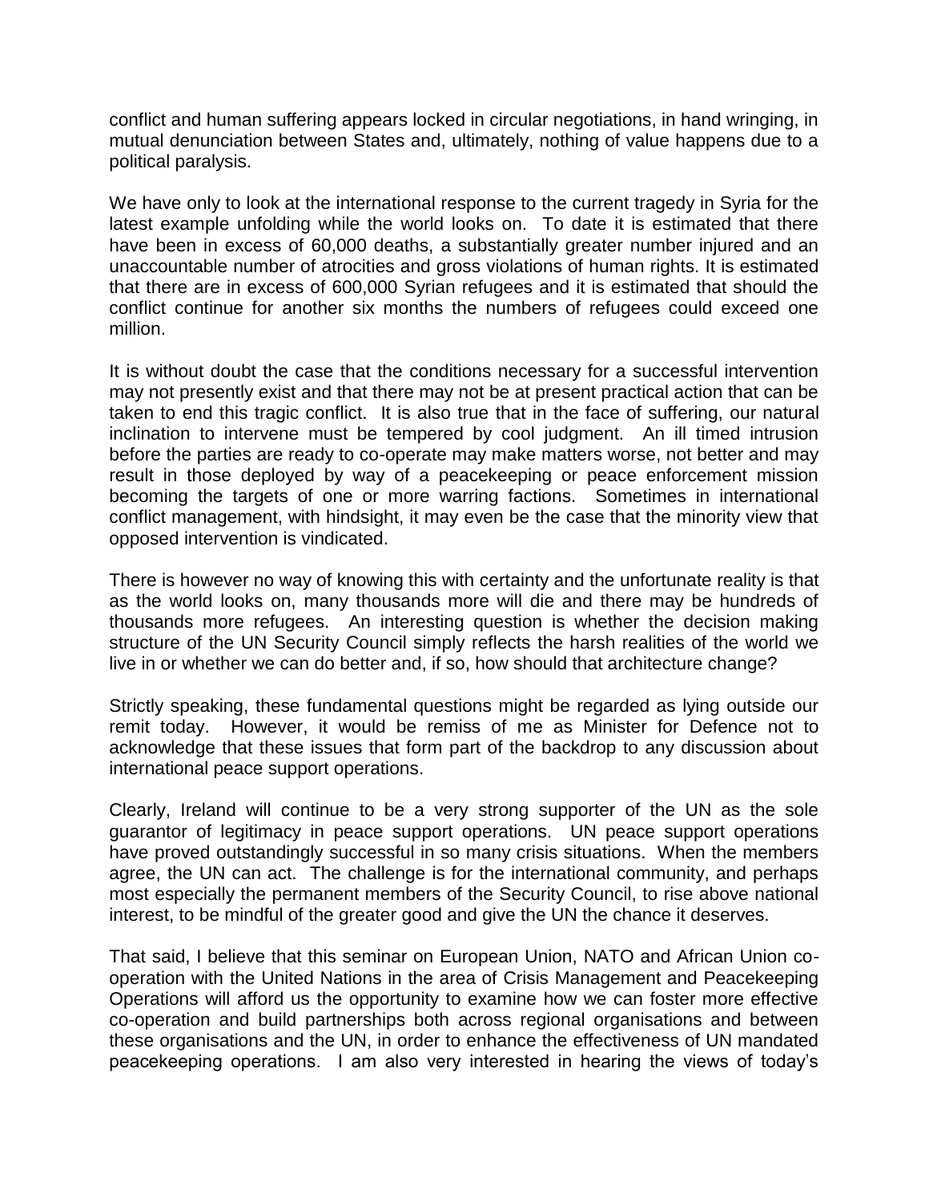conflict and human suffering appears locked in circular negotiations, in hand wringing, in mutual denunciation between States and, ultimately, nothing of value happens due to a political paralysis.

We have only to look at the international response to the current tragedy in Syria for the latest example unfolding while the world looks on. To date it is estimated that there have been in excess of 60,000 deaths, a substantially greater number injured and an unaccountable number of atrocities and gross violations of human rights. It is estimated that there are in excess of 600,000 Syrian refugees and it is estimated that should the conflict continue for another six months the numbers of refugees could exceed one million.

It is without doubt the case that the conditions necessary for a successful intervention may not presently exist and that there may not be at present practical action that can be taken to end this tragic conflict. It is also true that in the face of suffering, our natural inclination to intervene must be tempered by cool judgment. An ill timed intrusion before the parties are ready to co-operate may make matters worse, not better and may result in those deployed by way of a peacekeeping or peace enforcement mission becoming the targets of one or more warring factions. Sometimes in international conflict management, with hindsight, it may even be the case that the minority view that opposed intervention is vindicated.

There is however no way of knowing this with certainty and the unfortunate reality is that as the world looks on, many thousands more will die and there may be hundreds of thousands more refugees. An interesting question is whether the decision making structure of the UN Security Council simply reflects the harsh realities of the world we live in or whether we can do better and, if so, how should that architecture change?

Strictly speaking, these fundamental questions might be regarded as lying outside our remit today. However, it would be remiss of me as Minister for Defence not to acknowledge that these issues that form part of the backdrop to any discussion about international peace support operations.

Clearly, Ireland will continue to be a very strong supporter of the UN as the sole guarantor of legitimacy in peace support operations. UN peace support operations have proved outstandingly successful in so many crisis situations. When the members agree, the UN can act. The challenge is for the international community, and perhaps most especially the permanent members of the Security Council, to rise above national interest, to be mindful of the greater good and give the UN the chance it deserves.

That said, I believe that this seminar on European Union, NATO and African Union co-operation with the United Nations in the area of Crisis Management and Peacekeeping Operations will afford us the opportunity to examine how we can foster more effective co-operation and build partnerships both across regional organisations and between these organisations and the UN, in order to enhance the effectiveness of UN mandated peacekeeping operations. I am also very interested in hearing the views of today's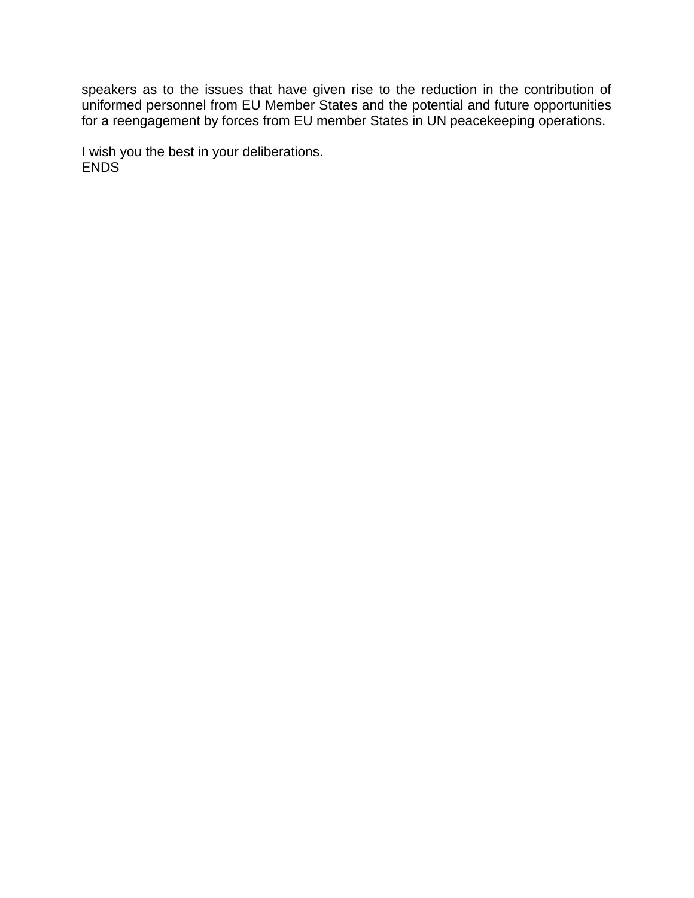speakers as to the issues that have given rise to the reduction in the contribution of uniformed personnel from EU Member States and the potential and future opportunities for a reengagement by forces from EU member States in UN peacekeeping operations.

I wish you the best in your deliberations.
ENDS